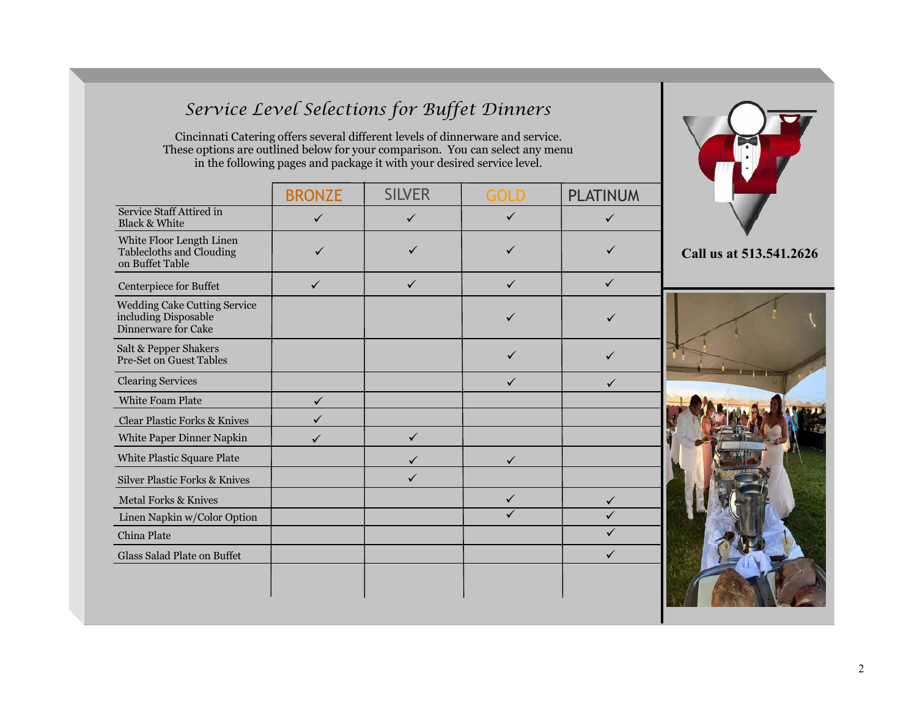# Service Level Selections for Buffet Dinners

Cincinnati Catering offers several different levels of dinnerware and service. These options are outlined below for your comparison. You can select any menu in the following pages and package it with your desired service level.

| | BRONZE | SILVER | GOLD | PLATINUM |
|---|---|---|---|---|
| Service Staff Attired in Black & White | ✓ | ✓ | ✓ | ✓ |
| White Floor Length Linen Tablecloths and Clouding on Buffet Table | ✓ | ✓ | ✓ | ✓ |
| Centerpiece for Buffet | ✓ | ✓ | ✓ | ✓ |
| Wedding Cake Cutting Service including Disposable Dinnerware for Cake | | | ✓ | ✓ |
| Salt & Pepper Shakers Pre-Set on Guest Tables | | | ✓ | ✓ |
| Clearing Services | | | ✓ | ✓ |
| White Foam Plate | ✓ | | | |
| Clear Plastic Forks & Knives | ✓ | | | |
| White Paper Dinner Napkin | ✓ | ✓ | | |
| White Plastic Square Plate | | ✓ | ✓ | |
| Silver Plastic Forks & Knives | | ✓ | | |
| Metal Forks & Knives | | | ✓ | ✓ |
| Linen Napkin w/Color Option | | | ✓ | ✓ |
| China Plate | | | | ✓ |
| Glass Salad Plate on Buffet | | | | ✓ |

**Call us at 513.541.2626**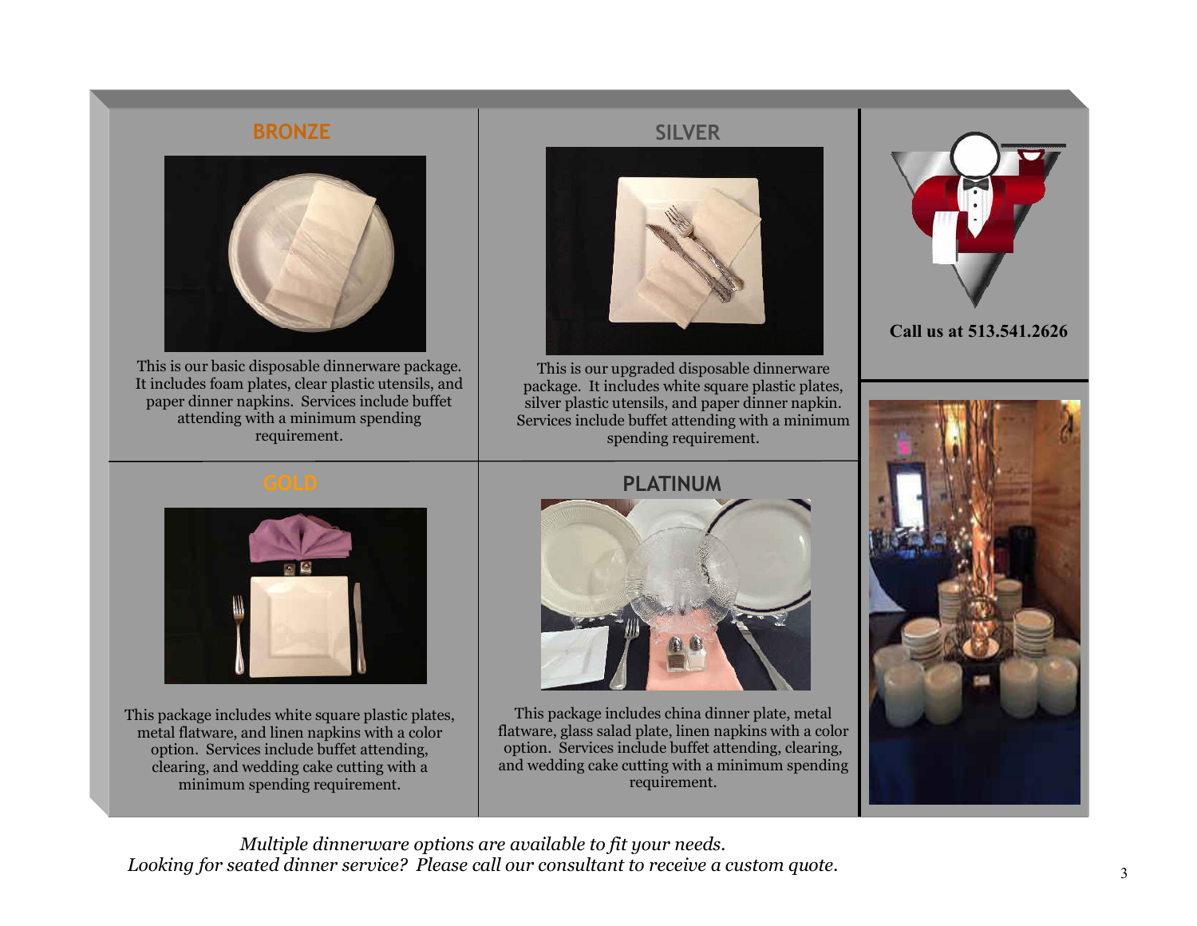## BRONZE

This is our basic disposable dinnerware package. It includes foam plates, clear plastic utensils, and paper dinner napkins. Services include buffet attending with a minimum spending requirement.

## SILVER

This is our upgraded disposable dinnerware package. It includes white square plastic plates, silver plastic utensils, and paper dinner napkin. Services include buffet attending with a minimum spending requirement.

**Call us at 513.541.2626**

## GOLD

This package includes white square plastic plates, metal flatware, and linen napkins with a color option. Services include buffet attending, clearing, and wedding cake cutting with a minimum spending requirement.

## PLATINUM

This package includes china dinner plate, metal flatware, glass salad plate, linen napkins with a color option. Services include buffet attending, clearing, and wedding cake cutting with a minimum spending requirement.

*Multiple dinnerware options are available to fit your needs.*
*Looking for seated dinner service? Please call our consultant to receive a custom quote.*